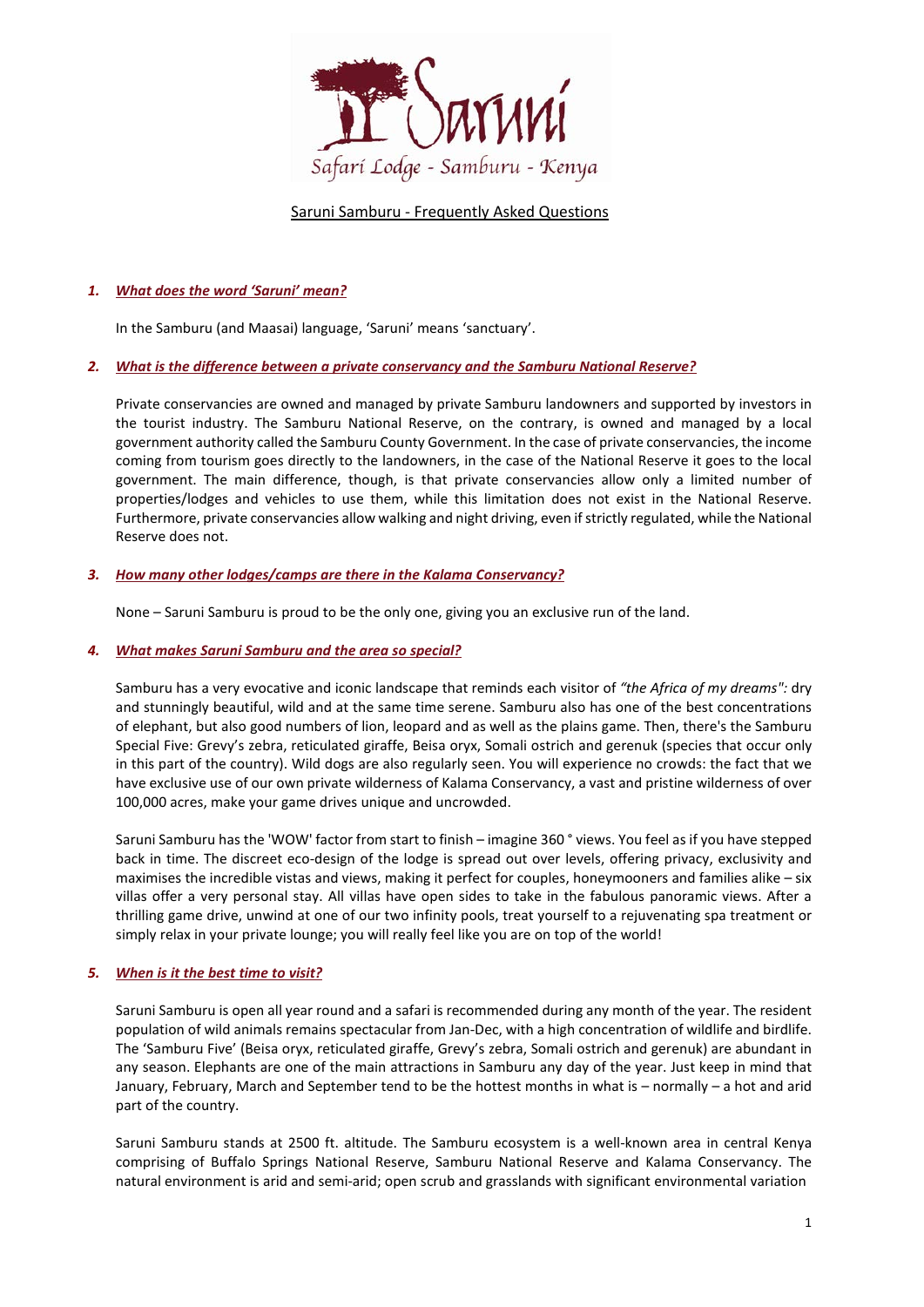# Saruni Samburu - Frequently Asked Questions

### 1. *What does the word 'Saruni' mean?*

In the Samburu (and Maasai) language, 'Saruni' means 'sanctuary'.

### 2. *What is the difference between a private conservancy and the Samburu National Reserve?*

Private conservancies are owned and managed by private Samburu landowners and supported by investors in the tourist industry. The Samburu National Reserve, on the contrary, is owned and managed by a local government authority called the Samburu County Government. In the case of private conservancies, the income coming from tourism goes directly to the landowners, in the case of the National Reserve it goes to the local government. The main difference, though, is that private conservancies allow only a limited number of properties/lodges and vehicles to use them, while this limitation does not exist in the National Reserve. Furthermore, private conservancies allow walking and night driving, even if strictly regulated, while the National Reserve does not.

### 3. *How many other lodges/camps are there in the Kalama Conservancy?*

None – Saruni Samburu is proud to be the only one, giving you an exclusive run of the land.

### 4. *What makes Saruni Samburu and the area so special?*

Samburu has a very evocative and iconic landscape that reminds each visitor of *"the Africa of my dreams":* dry and stunningly beautiful, wild and at the same time serene. Samburu also has one of the best concentrations of elephant, but also good numbers of lion, leopard and as well as the plains game. Then, there's the Samburu Special Five: Grevy's zebra, reticulated giraffe, Beisa oryx, Somali ostrich and gerenuk (species that occur only in this part of the country). Wild dogs are also regularly seen. You will experience no crowds: the fact that we have exclusive use of our own private wilderness of Kalama Conservancy, a vast and pristine wilderness of over 100,000 acres, make your game drives unique and uncrowded.

Saruni Samburu has the 'WOW' factor from start to finish – imagine 360 ° views. You feel as if you have stepped back in time. The discreet eco-design of the lodge is spread out over levels, offering privacy, exclusivity and maximises the incredible vistas and views, making it perfect for couples, honeymooners and families alike – six villas offer a very personal stay. All villas have open sides to take in the fabulous panoramic views. After a thrilling game drive, unwind at one of our two infinity pools, treat yourself to a rejuvenating spa treatment or simply relax in your private lounge; you will really feel like you are on top of the world!

### 5. *When is it the best time to visit?*

Saruni Samburu is open all year round and a safari is recommended during any month of the year. The resident population of wild animals remains spectacular from Jan-Dec, with a high concentration of wildlife and birdlife. The 'Samburu Five' (Beisa oryx, reticulated giraffe, Grevy's zebra, Somali ostrich and gerenuk) are abundant in any season. Elephants are one of the main attractions in Samburu any day of the year. Just keep in mind that January, February, March and September tend to be the hottest months in what is – normally – a hot and arid part of the country.

Saruni Samburu stands at 2500 ft. altitude. The Samburu ecosystem is a well-known area in central Kenya comprising of Buffalo Springs National Reserve, Samburu National Reserve and Kalama Conservancy. The natural environment is arid and semi-arid; open scrub and grasslands with significant environmental variation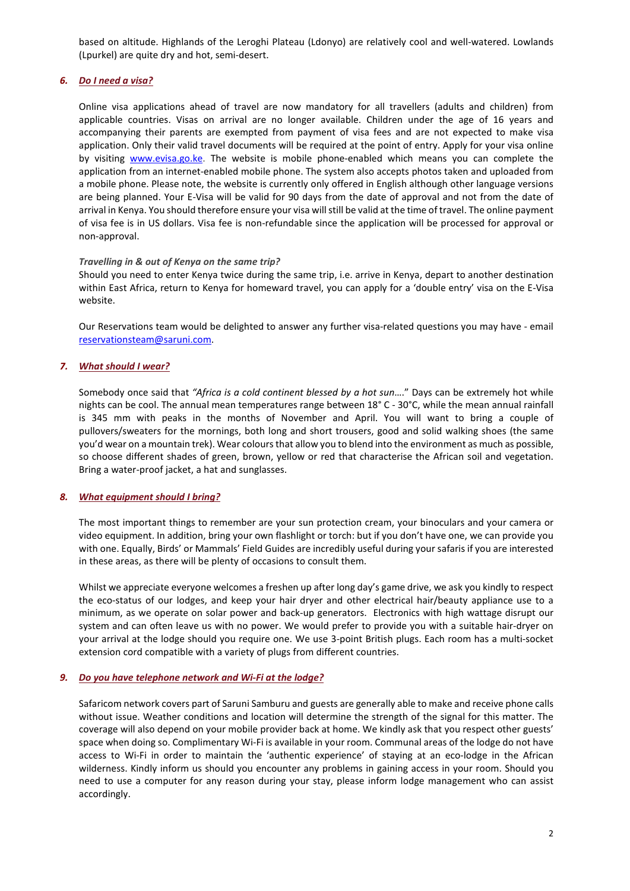based on altitude. Highlands of the Leroghi Plateau (Ldonyo) are relatively cool and well-watered. Lowlands (Lpurkel) are quite dry and hot, semi-desert.

### 6. *Do I need a visa?*

Online visa applications ahead of travel are now mandatory for all travellers (adults and children) from applicable countries. Visas on arrival are no longer available. Children under the age of 16 years and accompanying their parents are exempted from payment of visa fees and are not expected to make visa application. Only their valid travel documents will be required at the point of entry. Apply for your visa online by visiting [www.evisa.go.ke](http://www.evisa.go.ke). The website is mobile phone-enabled which means you can complete the application from an internet-enabled mobile phone. The system also accepts photos taken and uploaded from a mobile phone. Please note, the website is currently only offered in English although other language versions are being planned. Your E-Visa will be valid for 90 days from the date of approval and not from the date of arrival in Kenya. You should therefore ensure your visa will still be valid at the time of travel. The online payment of visa fee is in US dollars. Visa fee is non-refundable since the application will be processed for approval or non-approval.

*Travelling in & out of Kenya on the same trip?*

Should you need to enter Kenya twice during the same trip, i.e. arrive in Kenya, depart to another destination within East Africa, return to Kenya for homeward travel, you can apply for a 'double entry' visa on the E-Visa website.

Our Reservations team would be delighted to answer any further visa-related questions you may have - email [reservationsteam@saruni.com](mailto:reservationsteam@saruni.com).

### 7. *What should I wear?*

Somebody once said that *"Africa is a cold continent blessed by a hot sun…."* Days can be extremely hot while nights can be cool. The annual mean temperatures range between 18° C - 30°C, while the mean annual rainfall is 345 mm with peaks in the months of November and April. You will want to bring a couple of pullovers/sweaters for the mornings, both long and short trousers, good and solid walking shoes (the same you'd wear on a mountain trek). Wear colours that allow you to blend into the environment as much as possible, so choose different shades of green, brown, yellow or red that characterise the African soil and vegetation. Bring a water-proof jacket, a hat and sunglasses.

### 8. *What equipment should I bring?*

The most important things to remember are your sun protection cream, your binoculars and your camera or video equipment. In addition, bring your own flashlight or torch: but if you don't have one, we can provide you with one. Equally, Birds' or Mammals' Field Guides are incredibly useful during your safaris if you are interested in these areas, as there will be plenty of occasions to consult them.

Whilst we appreciate everyone welcomes a freshen up after long day's game drive, we ask you kindly to respect the eco-status of our lodges, and keep your hair dryer and other electrical hair/beauty appliance use to a minimum, as we operate on solar power and back-up generators. Electronics with high wattage disrupt our system and can often leave us with no power. We would prefer to provide you with a suitable hair-dryer on your arrival at the lodge should you require one. We use 3-point British plugs. Each room has a multi-socket extension cord compatible with a variety of plugs from different countries.

### 9. *Do you have telephone network and Wi-Fi at the lodge?*

Safaricom network covers part of Saruni Samburu and guests are generally able to make and receive phone calls without issue. Weather conditions and location will determine the strength of the signal for this matter. The coverage will also depend on your mobile provider back at home. We kindly ask that you respect other guests' space when doing so. Complimentary Wi-Fi is available in your room. Communal areas of the lodge do not have access to Wi-Fi in order to maintain the 'authentic experience' of staying at an eco-lodge in the African wilderness. Kindly inform us should you encounter any problems in gaining access in your room. Should you need to use a computer for any reason during your stay, please inform lodge management who can assist accordingly.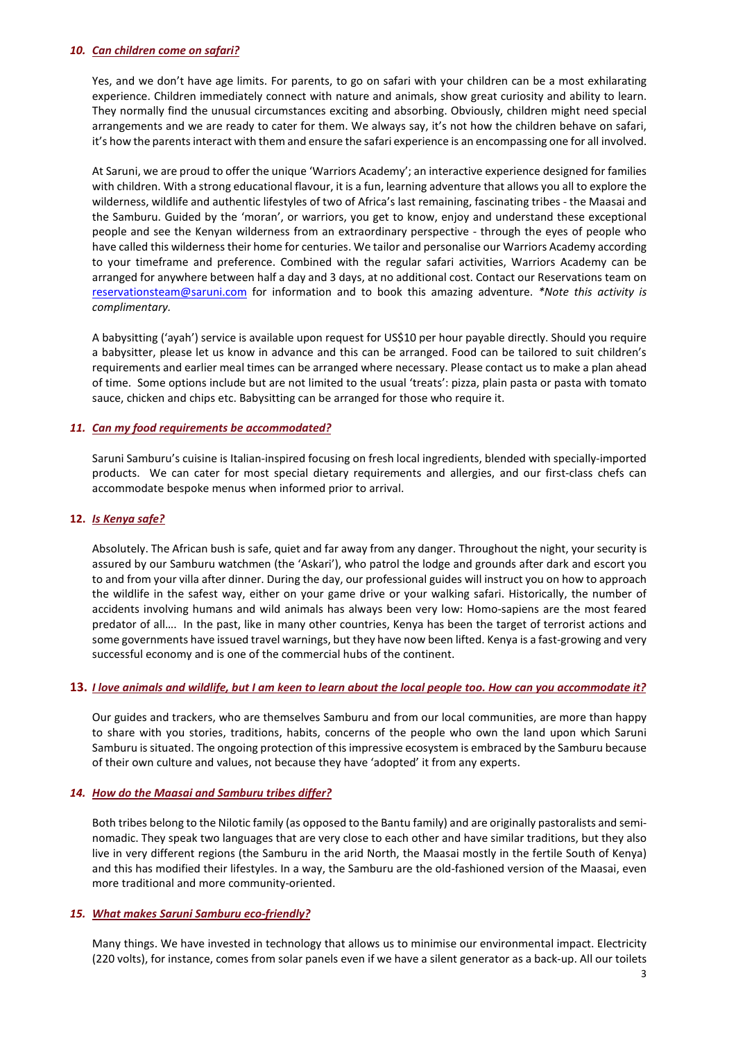### *10. Can children come on safari?*

Yes, and we don't have age limits. For parents, to go on safari with your children can be a most exhilarating experience. Children immediately connect with nature and animals, show great curiosity and ability to learn. They normally find the unusual circumstances exciting and absorbing. Obviously, children might need special arrangements and we are ready to cater for them. We always say, it's not how the children behave on safari, it's how the parents interact with them and ensure the safari experience is an encompassing one for all involved.

At Saruni, we are proud to offer the unique 'Warriors Academy'; an interactive experience designed for families with children. With a strong educational flavour, it is a fun, learning adventure that allows you all to explore the wilderness, wildlife and authentic lifestyles of two of Africa's last remaining, fascinating tribes - the Maasai and the Samburu. Guided by the 'moran', or warriors, you get to know, enjoy and understand these exceptional people and see the Kenyan wilderness from an extraordinary perspective - through the eyes of people who have called this wilderness their home for centuries. We tailor and personalise our Warriors Academy according to your timeframe and preference. Combined with the regular safari activities, Warriors Academy can be arranged for anywhere between half a day and 3 days, at no additional cost. Contact our Reservations team on [reservationsteam@saruni.com](mailto:reservationsteam@saruni.com) for information and to book this amazing adventure. *\*Note this activity is complimentary.*

A babysitting ('ayah') service is available upon request for US$10 per hour payable directly. Should you require a babysitter, please let us know in advance and this can be arranged. Food can be tailored to suit children's requirements and earlier meal times can be arranged where necessary. Please contact us to make a plan ahead of time. Some options include but are not limited to the usual 'treats': pizza, plain pasta or pasta with tomato sauce, chicken and chips etc. Babysitting can be arranged for those who require it.

### *11. Can my food requirements be accommodated?*

Saruni Samburu's cuisine is Italian-inspired focusing on fresh local ingredients, blended with specially-imported products. We can cater for most special dietary requirements and allergies, and our first-class chefs can accommodate bespoke menus when informed prior to arrival.

### **12.** *Is Kenya safe?*

Absolutely. The African bush is safe, quiet and far away from any danger. Throughout the night, your security is assured by our Samburu watchmen (the 'Askari'), who patrol the lodge and grounds after dark and escort you to and from your villa after dinner. During the day, our professional guides will instruct you on how to approach the wildlife in the safest way, either on your game drive or your walking safari. Historically, the number of accidents involving humans and wild animals has always been very low: Homo-sapiens are the most feared predator of all…. In the past, like in many other countries, Kenya has been the target of terrorist actions and some governments have issued travel warnings, but they have now been lifted. Kenya is a fast-growing and very successful economy and is one of the commercial hubs of the continent.

### **13.** *I love animals and wildlife, but I am keen to learn about the local people too. How can you accommodate it?*

Our guides and trackers, who are themselves Samburu and from our local communities, are more than happy to share with you stories, traditions, habits, concerns of the people who own the land upon which Saruni Samburu is situated. The ongoing protection of this impressive ecosystem is embraced by the Samburu because of their own culture and values, not because they have 'adopted' it from any experts.

### *14. How do the Maasai and Samburu tribes differ?*

Both tribes belong to the Nilotic family (as opposed to the Bantu family) and are originally pastoralists and semi-nomadic. They speak two languages that are very close to each other and have similar traditions, but they also live in very different regions (the Samburu in the arid North, the Maasai mostly in the fertile South of Kenya) and this has modified their lifestyles. In a way, the Samburu are the old-fashioned version of the Maasai, even more traditional and more community-oriented.

### *15. What makes Saruni Samburu eco-friendly?*

Many things. We have invested in technology that allows us to minimise our environmental impact. Electricity (220 volts), for instance, comes from solar panels even if we have a silent generator as a back-up. All our toilets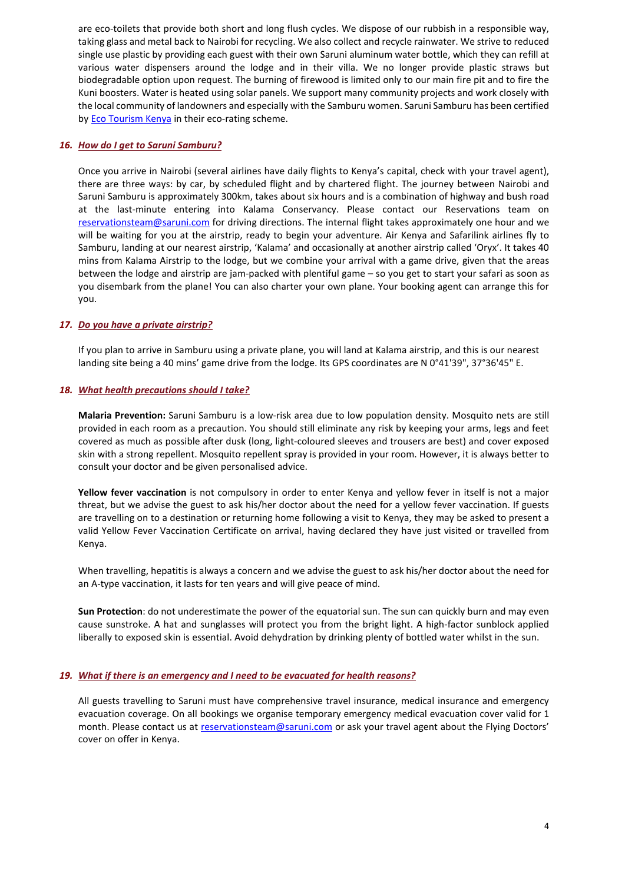are eco-toilets that provide both short and long flush cycles. We dispose of our rubbish in a responsible way, taking glass and metal back to Nairobi for recycling. We also collect and recycle rainwater. We strive to reduced single use plastic by providing each guest with their own Saruni aluminum water bottle, which they can refill at various water dispensers around the lodge and in their villa. We no longer provide plastic straws but biodegradable option upon request. The burning of firewood is limited only to our main fire pit and to fire the Kuni boosters. Water is heated using solar panels. We support many community projects and work closely with the local community of landowners and especially with the Samburu women. Saruni Samburu has been certified by [Eco Tourism Kenya] in their eco-rating scheme.

### *16. How do I get to Saruni Samburu?*

Once you arrive in Nairobi (several airlines have daily flights to Kenya's capital, check with your travel agent), there are three ways: by car, by scheduled flight and by chartered flight. The journey between Nairobi and Saruni Samburu is approximately 300km, takes about six hours and is a combination of highway and bush road at the last-minute entering into Kalama Conservancy. Please contact our Reservations team on reservationsteam@saruni.com for driving directions. The internal flight takes approximately one hour and we will be waiting for you at the airstrip, ready to begin your adventure. Air Kenya and Safarilink airlines fly to Samburu, landing at our nearest airstrip, 'Kalama' and occasionally at another airstrip called 'Oryx'. It takes 40 mins from Kalama Airstrip to the lodge, but we combine your arrival with a game drive, given that the areas between the lodge and airstrip are jam-packed with plentiful game – so you get to start your safari as soon as you disembark from the plane! You can also charter your own plane. Your booking agent can arrange this for you.

### *17. Do you have a private airstrip?*

If you plan to arrive in Samburu using a private plane, you will land at Kalama airstrip, and this is our nearest landing site being a 40 mins' game drive from the lodge. Its GPS coordinates are N 0°41'39", 37°36'45" E.

### *18. What health precautions should I take?*

**Malaria Prevention:** Saruni Samburu is a low-risk area due to low population density. Mosquito nets are still provided in each room as a precaution. You should still eliminate any risk by keeping your arms, legs and feet covered as much as possible after dusk (long, light-coloured sleeves and trousers are best) and cover exposed skin with a strong repellent. Mosquito repellent spray is provided in your room. However, it is always better to consult your doctor and be given personalised advice.

**Yellow fever vaccination** is not compulsory in order to enter Kenya and yellow fever in itself is not a major threat, but we advise the guest to ask his/her doctor about the need for a yellow fever vaccination. If guests are travelling on to a destination or returning home following a visit to Kenya, they may be asked to present a valid Yellow Fever Vaccination Certificate on arrival, having declared they have just visited or travelled from Kenya.

When travelling, hepatitis is always a concern and we advise the guest to ask his/her doctor about the need for an A-type vaccination, it lasts for ten years and will give peace of mind.

**Sun Protection**: do not underestimate the power of the equatorial sun. The sun can quickly burn and may even cause sunstroke. A hat and sunglasses will protect you from the bright light. A high-factor sunblock applied liberally to exposed skin is essential. Avoid dehydration by drinking plenty of bottled water whilst in the sun.

### *19. What if there is an emergency and I need to be evacuated for health reasons?*

All guests travelling to Saruni must have comprehensive travel insurance, medical insurance and emergency evacuation coverage. On all bookings we organise temporary emergency medical evacuation cover valid for 1 month. Please contact us at reservationsteam@saruni.com or ask your travel agent about the Flying Doctors' cover on offer in Kenya.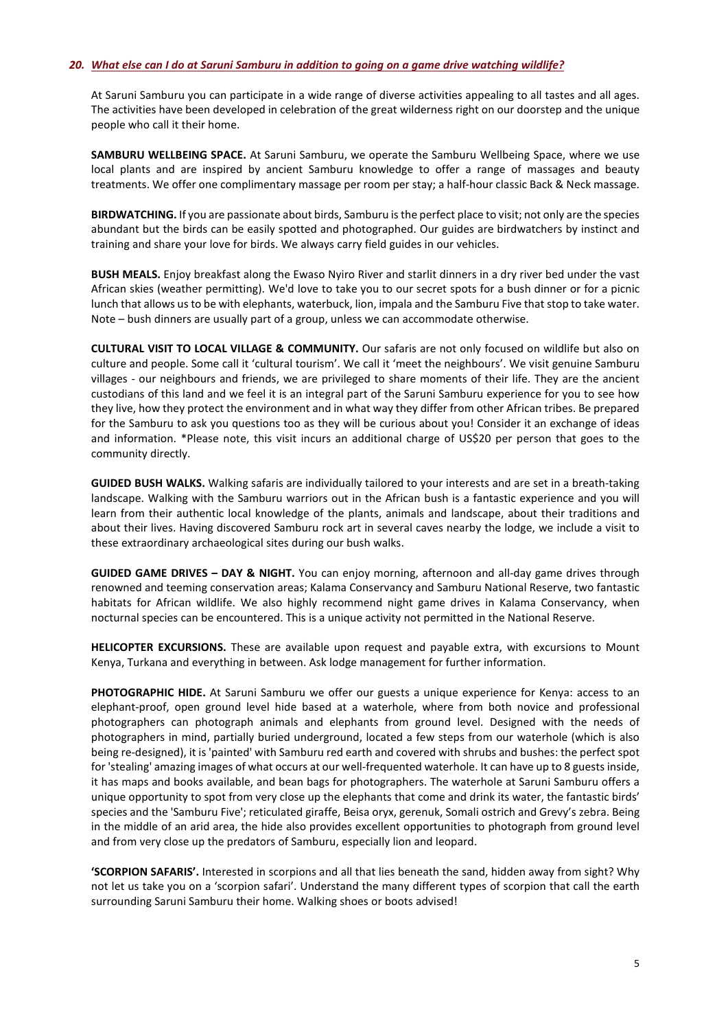### *20. What else can I do at Saruni Samburu in addition to going on a game drive watching wildlife?*

At Saruni Samburu you can participate in a wide range of diverse activities appealing to all tastes and all ages. The activities have been developed in celebration of the great wilderness right on our doorstep and the unique people who call it their home.

**SAMBURU WELLBEING SPACE.** At Saruni Samburu, we operate the Samburu Wellbeing Space, where we use local plants and are inspired by ancient Samburu knowledge to offer a range of massages and beauty treatments. We offer one complimentary massage per room per stay; a half-hour classic Back & Neck massage.

**BIRDWATCHING.** If you are passionate about birds, Samburu is the perfect place to visit; not only are the species abundant but the birds can be easily spotted and photographed. Our guides are birdwatchers by instinct and training and share your love for birds. We always carry field guides in our vehicles.

**BUSH MEALS.** Enjoy breakfast along the Ewaso Nyiro River and starlit dinners in a dry river bed under the vast African skies (weather permitting). We'd love to take you to our secret spots for a bush dinner or for a picnic lunch that allows us to be with elephants, waterbuck, lion, impala and the Samburu Five that stop to take water. Note – bush dinners are usually part of a group, unless we can accommodate otherwise.

**CULTURAL VISIT TO LOCAL VILLAGE & COMMUNITY.** Our safaris are not only focused on wildlife but also on culture and people. Some call it 'cultural tourism'. We call it 'meet the neighbours'. We visit genuine Samburu villages - our neighbours and friends, we are privileged to share moments of their life. They are the ancient custodians of this land and we feel it is an integral part of the Saruni Samburu experience for you to see how they live, how they protect the environment and in what way they differ from other African tribes. Be prepared for the Samburu to ask you questions too as they will be curious about you! Consider it an exchange of ideas and information. *Please note, this visit incurs an additional charge of US$20 per person that goes to the community directly.

**GUIDED BUSH WALKS.** Walking safaris are individually tailored to your interests and are set in a breath-taking landscape. Walking with the Samburu warriors out in the African bush is a fantastic experience and you will learn from their authentic local knowledge of the plants, animals and landscape, about their traditions and about their lives. Having discovered Samburu rock art in several caves nearby the lodge, we include a visit to these extraordinary archaeological sites during our bush walks.

**GUIDED GAME DRIVES – DAY & NIGHT.** You can enjoy morning, afternoon and all-day game drives through renowned and teeming conservation areas; Kalama Conservancy and Samburu National Reserve, two fantastic habitats for African wildlife. We also highly recommend night game drives in Kalama Conservancy, when nocturnal species can be encountered. This is a unique activity not permitted in the National Reserve.

**HELICOPTER EXCURSIONS.** These are available upon request and payable extra, with excursions to Mount Kenya, Turkana and everything in between. Ask lodge management for further information.

**PHOTOGRAPHIC HIDE.** At Saruni Samburu we offer our guests a unique experience for Kenya: access to an elephant-proof, open ground level hide based at a waterhole, where from both novice and professional photographers can photograph animals and elephants from ground level. Designed with the needs of photographers in mind, partially buried underground, located a few steps from our waterhole (which is also being re-designed), it is 'painted' with Samburu red earth and covered with shrubs and bushes: the perfect spot for 'stealing' amazing images of what occurs at our well-frequented waterhole. It can have up to 8 guests inside, it has maps and books available, and bean bags for photographers. The waterhole at Saruni Samburu offers a unique opportunity to spot from very close up the elephants that come and drink its water, the fantastic birds' species and the 'Samburu Five'; reticulated giraffe, Beisa oryx, gerenuk, Somali ostrich and Grevy's zebra. Being in the middle of an arid area, the hide also provides excellent opportunities to photograph from ground level and from very close up the predators of Samburu, especially lion and leopard.

**'SCORPION SAFARIS'.** Interested in scorpions and all that lies beneath the sand, hidden away from sight? Why not let us take you on a 'scorpion safari'. Understand the many different types of scorpion that call the earth surrounding Saruni Samburu their home. Walking shoes or boots advised!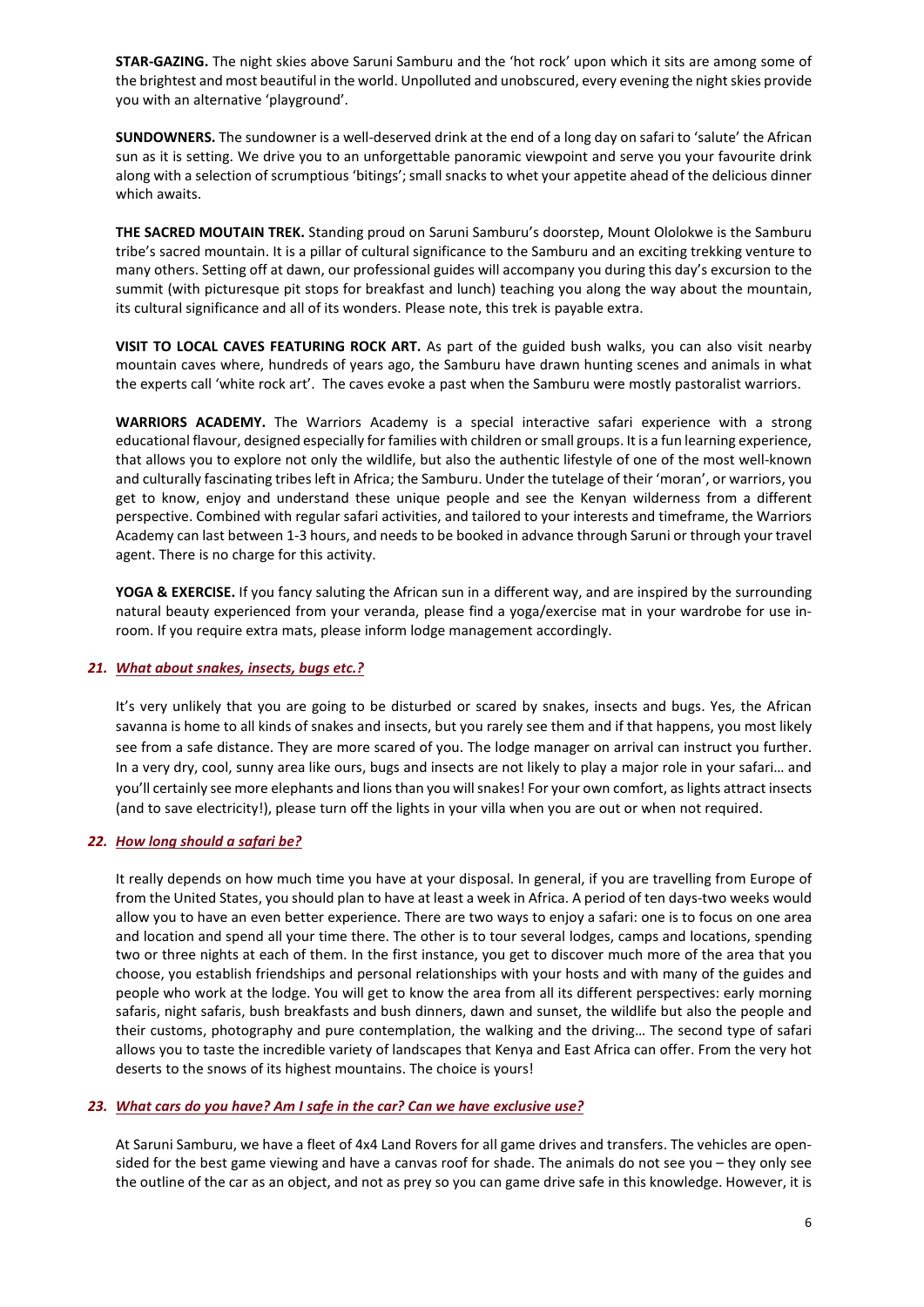**STAR-GAZING.** The night skies above Saruni Samburu and the 'hot rock' upon which it sits are among some of the brightest and most beautiful in the world. Unpolluted and unobscured, every evening the night skies provide you with an alternative 'playground'.

**SUNDOWNERS.** The sundowner is a well-deserved drink at the end of a long day on safari to 'salute' the African sun as it is setting. We drive you to an unforgettable panoramic viewpoint and serve you your favourite drink along with a selection of scrumptious 'bitings'; small snacks to whet your appetite ahead of the delicious dinner which awaits.

**THE SACRED MOUTAIN TREK.** Standing proud on Saruni Samburu's doorstep, Mount Ololokwe is the Samburu tribe's sacred mountain. It is a pillar of cultural significance to the Samburu and an exciting trekking venture to many others. Setting off at dawn, our professional guides will accompany you during this day's excursion to the summit (with picturesque pit stops for breakfast and lunch) teaching you along the way about the mountain, its cultural significance and all of its wonders. Please note, this trek is payable extra.

**VISIT TO LOCAL CAVES FEATURING ROCK ART.** As part of the guided bush walks, you can also visit nearby mountain caves where, hundreds of years ago, the Samburu have drawn hunting scenes and animals in what the experts call 'white rock art'. The caves evoke a past when the Samburu were mostly pastoralist warriors.

**WARRIORS ACADEMY.** The Warriors Academy is a special interactive safari experience with a strong educational flavour, designed especially for families with children or small groups. It is a fun learning experience, that allows you to explore not only the wildlife, but also the authentic lifestyle of one of the most well-known and culturally fascinating tribes left in Africa; the Samburu. Under the tutelage of their 'moran', or warriors, you get to know, enjoy and understand these unique people and see the Kenyan wilderness from a different perspective. Combined with regular safari activities, and tailored to your interests and timeframe, the Warriors Academy can last between 1-3 hours, and needs to be booked in advance through Saruni or through your travel agent. There is no charge for this activity.

**YOGA & EXERCISE.** If you fancy saluting the African sun in a different way, and are inspired by the surrounding natural beauty experienced from your veranda, please find a yoga/exercise mat in your wardrobe for use in-room. If you require extra mats, please inform lodge management accordingly.

### 21. *What about snakes, insects, bugs etc.?*

It's very unlikely that you are going to be disturbed or scared by snakes, insects and bugs. Yes, the African savanna is home to all kinds of snakes and insects, but you rarely see them and if that happens, you most likely see from a safe distance. They are more scared of you. The lodge manager on arrival can instruct you further. In a very dry, cool, sunny area like ours, bugs and insects are not likely to play a major role in your safari… and you'll certainly see more elephants and lions than you will snakes! For your own comfort, as lights attract insects (and to save electricity!), please turn off the lights in your villa when you are out or when not required.

### 22. *How long should a safari be?*

It really depends on how much time you have at your disposal. In general, if you are travelling from Europe of from the United States, you should plan to have at least a week in Africa. A period of ten days-two weeks would allow you to have an even better experience. There are two ways to enjoy a safari: one is to focus on one area and location and spend all your time there. The other is to tour several lodges, camps and locations, spending two or three nights at each of them. In the first instance, you get to discover much more of the area that you choose, you establish friendships and personal relationships with your hosts and with many of the guides and people who work at the lodge. You will get to know the area from all its different perspectives: early morning safaris, night safaris, bush breakfasts and bush dinners, dawn and sunset, the wildlife but also the people and their customs, photography and pure contemplation, the walking and the driving… The second type of safari allows you to taste the incredible variety of landscapes that Kenya and East Africa can offer. From the very hot deserts to the snows of its highest mountains. The choice is yours!

### 23. *What cars do you have? Am I safe in the car? Can we have exclusive use?*

At Saruni Samburu, we have a fleet of 4x4 Land Rovers for all game drives and transfers. The vehicles are open-sided for the best game viewing and have a canvas roof for shade. The animals do not see you – they only see the outline of the car as an object, and not as prey so you can game drive safe in this knowledge. However, it is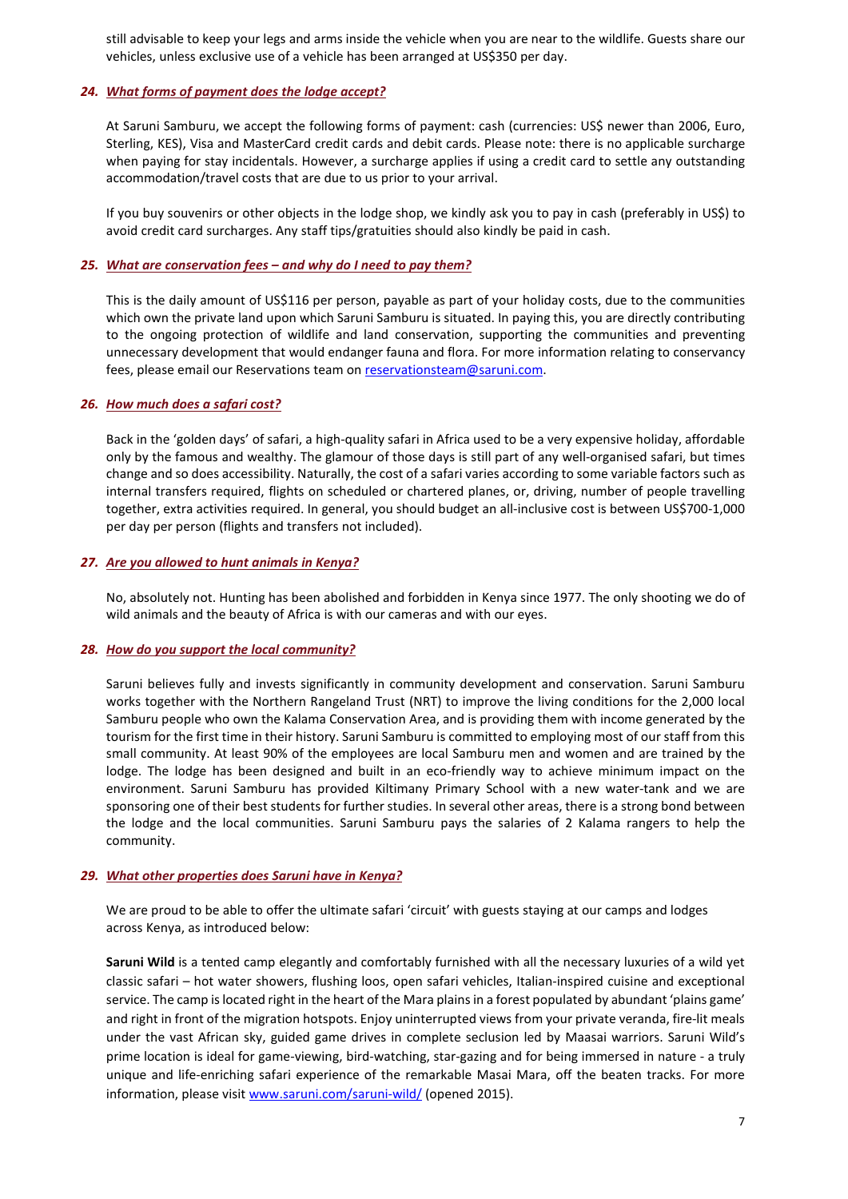still advisable to keep your legs and arms inside the vehicle when you are near to the wildlife. Guests share our vehicles, unless exclusive use of a vehicle has been arranged at US$350 per day.

### 24. *What forms of payment does the lodge accept?*

At Saruni Samburu, we accept the following forms of payment: cash (currencies: US$ newer than 2006, Euro, Sterling, KES), Visa and MasterCard credit cards and debit cards. Please note: there is no applicable surcharge when paying for stay incidentals. However, a surcharge applies if using a credit card to settle any outstanding accommodation/travel costs that are due to us prior to your arrival.

If you buy souvenirs or other objects in the lodge shop, we kindly ask you to pay in cash (preferably in US$) to avoid credit card surcharges. Any staff tips/gratuities should also kindly be paid in cash.

### 25. *What are conservation fees – and why do I need to pay them?*

This is the daily amount of US$116 per person, payable as part of your holiday costs, due to the communities which own the private land upon which Saruni Samburu is situated. In paying this, you are directly contributing to the ongoing protection of wildlife and land conservation, supporting the communities and preventing unnecessary development that would endanger fauna and flora. For more information relating to conservancy fees, please email our Reservations team on reservationsteam@saruni.com.

### 26. *How much does a safari cost?*

Back in the 'golden days' of safari, a high-quality safari in Africa used to be a very expensive holiday, affordable only by the famous and wealthy. The glamour of those days is still part of any well-organised safari, but times change and so does accessibility. Naturally, the cost of a safari varies according to some variable factors such as internal transfers required, flights on scheduled or chartered planes, or, driving, number of people travelling together, extra activities required. In general, you should budget an all-inclusive cost is between US$700-1,000 per day per person (flights and transfers not included).

### 27. *Are you allowed to hunt animals in Kenya?*

No, absolutely not. Hunting has been abolished and forbidden in Kenya since 1977. The only shooting we do of wild animals and the beauty of Africa is with our cameras and with our eyes.

### 28. *How do you support the local community?*

Saruni believes fully and invests significantly in community development and conservation. Saruni Samburu works together with the Northern Rangeland Trust (NRT) to improve the living conditions for the 2,000 local Samburu people who own the Kalama Conservation Area, and is providing them with income generated by the tourism for the first time in their history. Saruni Samburu is committed to employing most of our staff from this small community. At least 90% of the employees are local Samburu men and women and are trained by the lodge. The lodge has been designed and built in an eco-friendly way to achieve minimum impact on the environment. Saruni Samburu has provided Kiltimany Primary School with a new water-tank and we are sponsoring one of their best students for further studies. In several other areas, there is a strong bond between the lodge and the local communities. Saruni Samburu pays the salaries of 2 Kalama rangers to help the community.

### 29. *What other properties does Saruni have in Kenya?*

We are proud to be able to offer the ultimate safari 'circuit' with guests staying at our camps and lodges across Kenya, as introduced below:

**Saruni Wild** is a tented camp elegantly and comfortably furnished with all the necessary luxuries of a wild yet classic safari – hot water showers, flushing loos, open safari vehicles, Italian-inspired cuisine and exceptional service. The camp is located right in the heart of the Mara plains in a forest populated by abundant 'plains game' and right in front of the migration hotspots. Enjoy uninterrupted views from your private veranda, fire-lit meals under the vast African sky, guided game drives in complete seclusion led by Maasai warriors. Saruni Wild's prime location is ideal for game-viewing, bird-watching, star-gazing and for being immersed in nature - a truly unique and life-enriching safari experience of the remarkable Masai Mara, off the beaten tracks. For more information, please visit www.saruni.com/saruni-wild/ (opened 2015).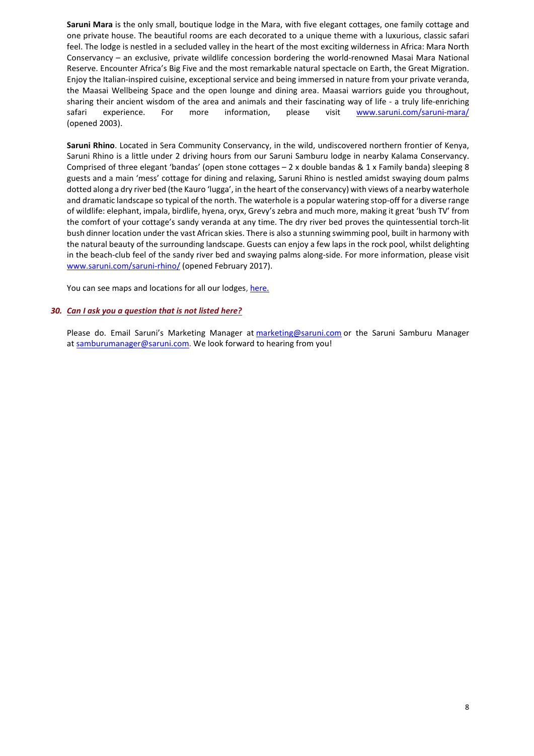**Saruni Mara** is the only small, boutique lodge in the Mara, with five elegant cottages, one family cottage and one private house. The beautiful rooms are each decorated to a unique theme with a luxurious, classic safari feel. The lodge is nestled in a secluded valley in the heart of the most exciting wilderness in Africa: Mara North Conservancy – an exclusive, private wildlife concession bordering the world-renowned Masai Mara National Reserve. Encounter Africa's Big Five and the most remarkable natural spectacle on Earth, the Great Migration. Enjoy the Italian-inspired cuisine, exceptional service and being immersed in nature from your private veranda, the Maasai Wellbeing Space and the open lounge and dining area. Maasai warriors guide you throughout, sharing their ancient wisdom of the area and animals and their fascinating way of life - a truly life-enriching safari experience. For more information, please visit [www.saruni.com/saruni-mara/](www.saruni.com/saruni-mara/) (opened 2003).

**Saruni Rhino**. Located in Sera Community Conservancy, in the wild, undiscovered northern frontier of Kenya, Saruni Rhino is a little under 2 driving hours from our Saruni Samburu lodge in nearby Kalama Conservancy. Comprised of three elegant 'bandas' (open stone cottages – 2 x double bandas & 1 x Family banda) sleeping 8 guests and a main 'mess' cottage for dining and relaxing, Saruni Rhino is nestled amidst swaying doum palms dotted along a dry river bed (the Kauro 'lugga', in the heart of the conservancy) with views of a nearby waterhole and dramatic landscape so typical of the north. The waterhole is a popular watering stop-off for a diverse range of wildlife: elephant, impala, birdlife, hyena, oryx, Grevy's zebra and much more, making it great 'bush TV' from the comfort of your cottage's sandy veranda at any time. The dry river bed proves the quintessential torch-lit bush dinner location under the vast African skies. There is also a stunning swimming pool, built in harmony with the natural beauty of the surrounding landscape. Guests can enjoy a few laps in the rock pool, whilst delighting in the beach-club feel of the sandy river bed and swaying palms along-side. For more information, please visit [www.saruni.com/saruni-rhino/](www.saruni.com/saruni-rhino/) (opened February 2017).

You can see maps and locations for all our lodges, here.

### *30. Can I ask you a question that is not listed here?*

Please do. Email Saruni's Marketing Manager at marketing@saruni.com or the Saruni Samburu Manager at samburumanager@saruni.com. We look forward to hearing from you!